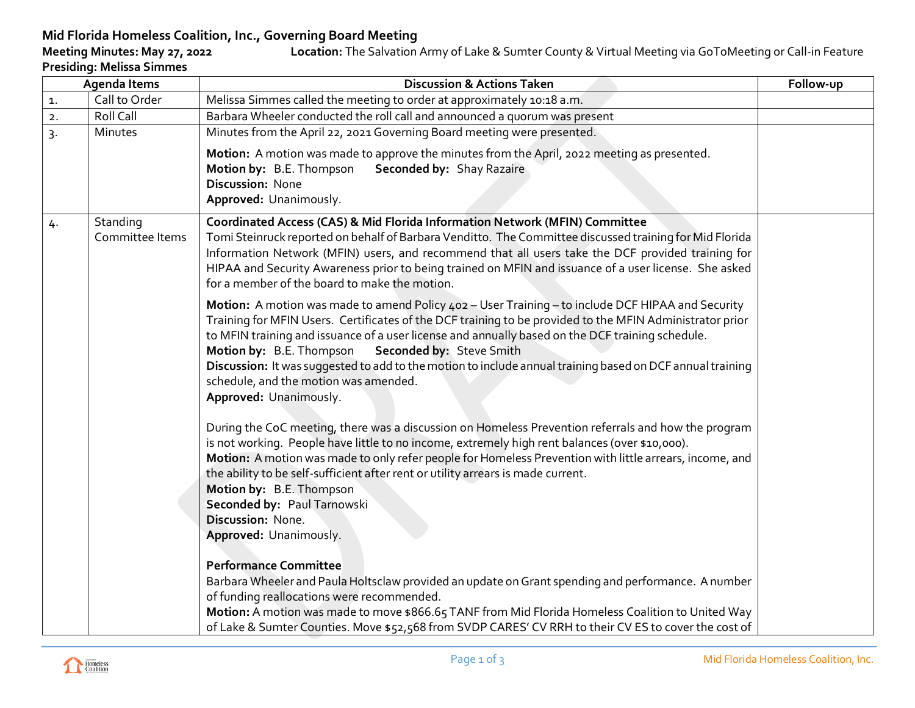# Mid Florida Homeless Coalition, Inc., Governing Board Meeting

**Meeting Minutes: May 27, 2022** **Location:** The Salvation Army of Lake & Sumter County & Virtual Meeting via GoToMeeting or Call-in Feature

**Presiding: Melissa Simmes**

| Agenda Items | | Discussion & Actions Taken | Follow-up |
|---|---|---|---|
| 1. | Call to Order | Melissa Simmes called the meeting to order at approximately 10:18 a.m. | |
| 2. | Roll Call | Barbara Wheeler conducted the roll call and announced a quorum was present | |
| 3. | Minutes | Minutes from the April 22, 2021 Governing Board meeting were presented.<br><br>**Motion:** A motion was made to approve the minutes from the April, 2022 meeting as presented.<br>**Motion by:** B.E. Thompson **Seconded by:** Shay Razaire<br>**Discussion:** None<br>**Approved:** Unanimously. | |
| 4. | Standing Committee Items | **Coordinated Access (CAS) & Mid Florida Information Network (MFIN) Committee**<br>Tomi Steinruck reported on behalf of Barbara Venditto. The Committee discussed training for Mid Florida Information Network (MFIN) users, and recommend that all users take the DCF provided training for HIPAA and Security Awareness prior to being trained on MFIN and issuance of a user license. She asked for a member of the board to make the motion.<br><br>**Motion:** A motion was made to amend Policy 402 – User Training – to include DCF HIPAA and Security Training for MFIN Users. Certificates of the DCF training to be provided to the MFIN Administrator prior to MFIN training and issuance of a user license and annually based on the DCF training schedule.<br>**Motion by:** B.E. Thompson **Seconded by:** Steve Smith<br>**Discussion:** It was suggested to add to the motion to include annual training based on DCF annual training schedule, and the motion was amended.<br>**Approved:** Unanimously.<br><br>During the CoC meeting, there was a discussion on Homeless Prevention referrals and how the program is not working. People have little to no income, extremely high rent balances (over $10,000).<br>**Motion:** A motion was made to only refer people for Homeless Prevention with little arrears, income, and the ability to be self-sufficient after rent or utility arrears is made current.<br>**Motion by:** B.E. Thompson<br>**Seconded by:** Paul Tarnowski<br>**Discussion:** None.<br>**Approved:** Unanimously.<br><br>**Performance Committee**<br>Barbara Wheeler and Paula Holtsclaw provided an update on Grant spending and performance. A number of funding reallocations were recommended.<br>**Motion:** A motion was made to move $866.65 TANF from Mid Florida Homeless Coalition to United Way of Lake & Sumter Counties. Move $52,568 from SVDP CARES' CV RRH to their CV ES to cover the cost of | |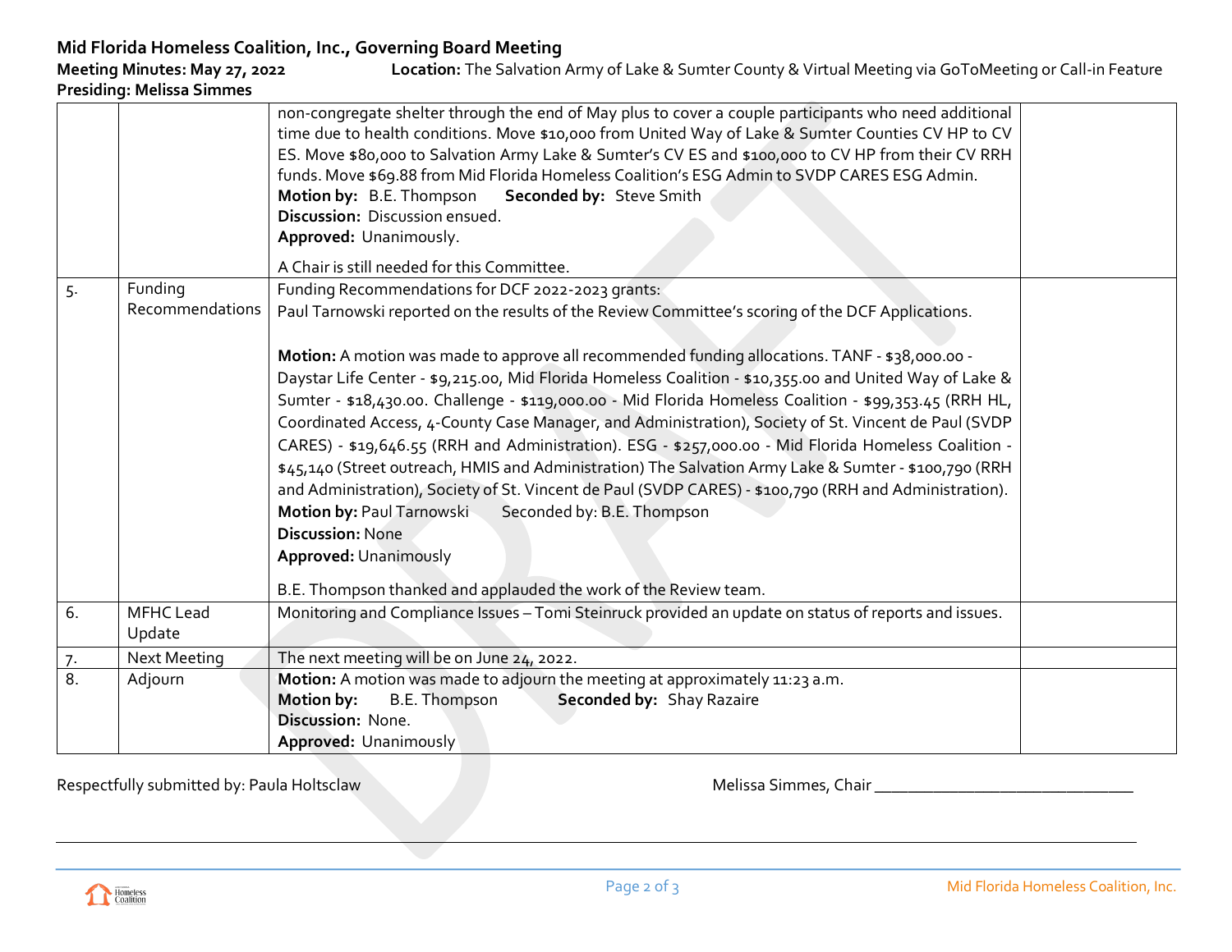**Mid Florida Homeless Coalition, Inc., Governing Board Meeting**
**Meeting Minutes: May 27, 2022** **Location:** The Salvation Army of Lake & Sumter County & Virtual Meeting via GoToMeeting or Call-in Feature
**Presiding: Melissa Simmes**

| | | | |
|---|---|---|---|
| | | non-congregate shelter through the end of May plus to cover a couple participants who need additional time due to health conditions. Move $10,000 from United Way of Lake & Sumter Counties CV HP to CV ES. Move $80,000 to Salvation Army Lake & Sumter's CV ES and $100,000 to CV HP from their CV RRH funds. Move $69.88 from Mid Florida Homeless Coalition's ESG Admin to SVDP CARES ESG Admin.<br>**Motion by:** B.E. Thompson **Seconded by:** Steve Smith<br>**Discussion:** Discussion ensued.<br>**Approved:** Unanimously.<br><br>A Chair is still needed for this Committee. | |
| 5. | Funding Recommendations | Funding Recommendations for DCF 2022-2023 grants:<br>Paul Tarnowski reported on the results of the Review Committee's scoring of the DCF Applications.<br><br>**Motion:** A motion was made to approve all recommended funding allocations. TANF - $38,000.00 - Daystar Life Center - $9,215.00, Mid Florida Homeless Coalition - $10,355.00 and United Way of Lake & Sumter - $18,430.00. Challenge - $119,000.00 - Mid Florida Homeless Coalition - $99,353.45 (RRH HL, Coordinated Access, 4-County Case Manager, and Administration), Society of St. Vincent de Paul (SVDP CARES) - $19,646.55 (RRH and Administration). ESG - $257,000.00 - Mid Florida Homeless Coalition - $45,140 (Street outreach, HMIS and Administration) The Salvation Army Lake & Sumter - $100,790 (RRH and Administration), Society of St. Vincent de Paul (SVDP CARES) - $100,790 (RRH and Administration).<br>**Motion by:** Paul Tarnowski Seconded by: B.E. Thompson<br>**Discussion:** None<br>**Approved:** Unanimously<br><br>B.E. Thompson thanked and applauded the work of the Review team. | |
| 6. | MFHC Lead Update | Monitoring and Compliance Issues – Tomi Steinruck provided an update on status of reports and issues. | |
| 7. | Next Meeting | The next meeting will be on June 24, 2022. | |
| 8. | Adjourn | **Motion:** A motion was made to adjourn the meeting at approximately 11:23 a.m.<br>**Motion by:** B.E. Thompson **Seconded by:** Shay Razaire<br>**Discussion:** None.<br>**Approved:** Unanimously | |

Respectfully submitted by: Paula Holtsclaw

Melissa Simmes, Chair ______________________________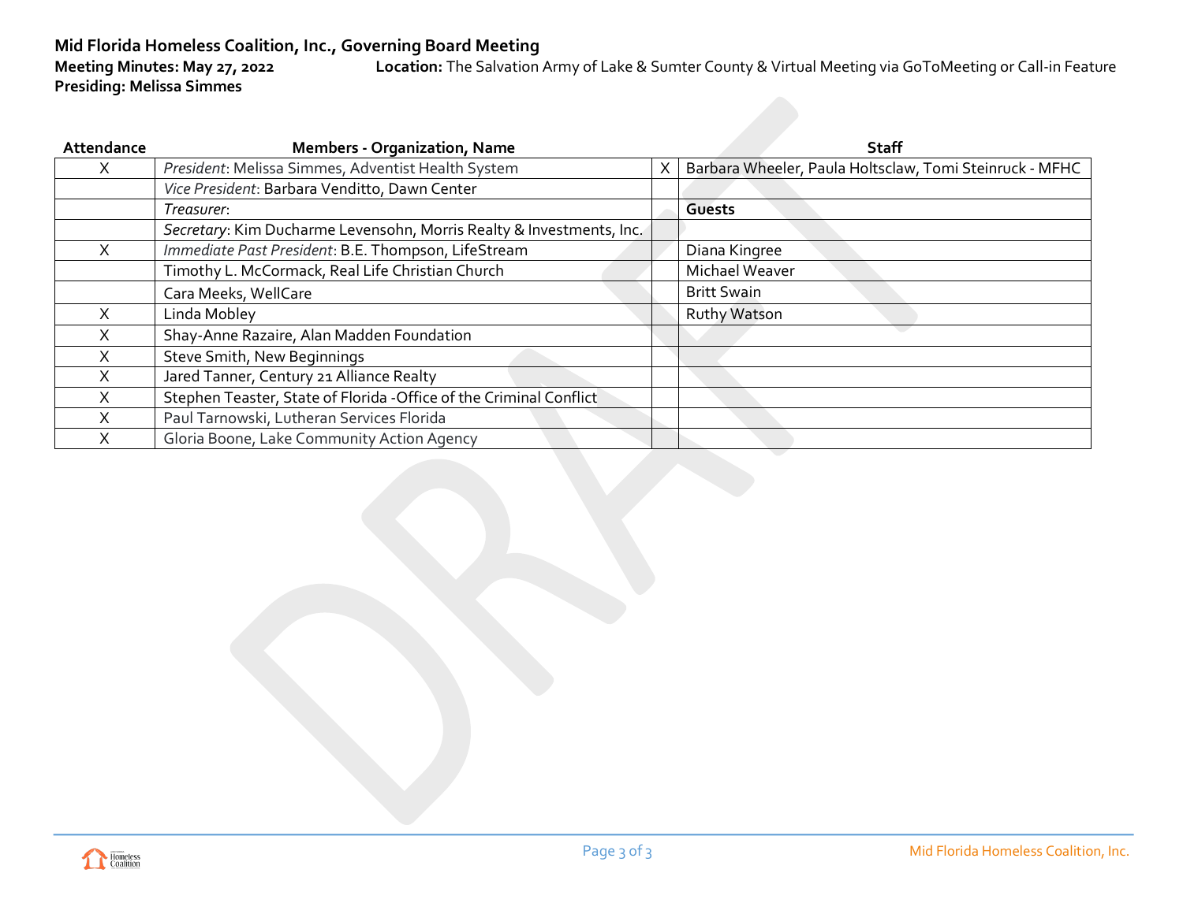**Mid Florida Homeless Coalition, Inc., Governing Board Meeting**
**Meeting Minutes: May 27, 2022** **Location:** The Salvation Army of Lake & Sumter County & Virtual Meeting via GoToMeeting or Call-in Feature
**Presiding: Melissa Simmes**

| Attendance | Members - Organization, Name | | Staff |
|---|---|---|---|
| X | *President*: Melissa Simmes, Adventist Health System | X | Barbara Wheeler, Paula Holtsclaw, Tomi Steinruck - MFHC |
| | *Vice President*: Barbara Venditto, Dawn Center | | |
| | *Treasurer*: | | **Guests** |
| | *Secretary*: Kim Ducharme Levensohn, Morris Realty & Investments, Inc. | | |
| X | *Immediate Past President*: B.E. Thompson, LifeStream | | Diana Kingree |
| | Timothy L. McCormack, Real Life Christian Church | | Michael Weaver |
| | Cara Meeks, WellCare | | Britt Swain |
| X | Linda Mobley | | Ruthy Watson |
| X | Shay-Anne Razaire, Alan Madden Foundation | | |
| X | Steve Smith, New Beginnings | | |
| X | Jared Tanner, Century 21 Alliance Realty | | |
| X | Stephen Teaster, State of Florida -Office of the Criminal Conflict | | |
| X | Paul Tarnowski, Lutheran Services Florida | | |
| X | Gloria Boone, Lake Community Action Agency | | |